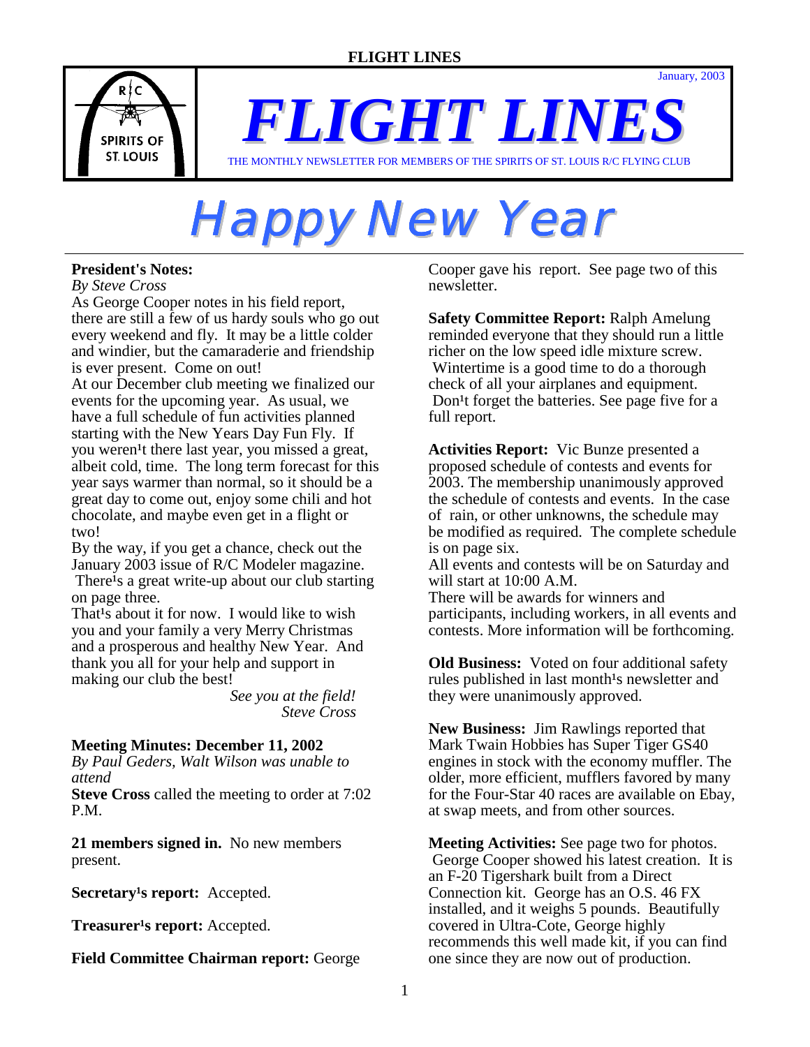# FLIGHT LINES

January, 2003

THE MONTHLY NEWSLETTER FOR MEMBERS OF THE SPIRITS OF ST. LOUIS R/C FLYING CLUB

# Happy New Year

**President's Notes:**

*By Steve Cross*

As George Cooper notes in his field report, there are still a few of us hardy souls who go out every weekend and fly. It may be a little colder and windier, but the camaraderie and friendship is ever present. Come on out!

At our December club meeting we finalized our events for the upcoming year. As usual, we have a full schedule of fun activities planned starting with the New Years Day Fun Fly. If you weren¹t there last year, you missed a great, albeit cold, time. The long term forecast for this year says warmer than normal, so it should be a great day to come out, enjoy some chili and hot chocolate, and maybe even get in a flight or two!

By the way, if you get a chance, check out the January 2003 issue of R/C Modeler magazine. There¹s a great write-up about our club starting on page three.

That¹s about it for now. I would like to wish you and your family a very Merry Christmas and a prosperous and healthy New Year. And thank you all for your help and support in making our club the best!

*See you at the field!*
*Steve Cross*

**Meeting Minutes: December 11, 2002**

*By Paul Geders, Walt Wilson was unable to attend*

**Steve Cross** called the meeting to order at 7:02 P.M.

**21 members signed in.** No new members present.

**Secretary¹s report:** Accepted.

**Treasurer¹s report:** Accepted.

**Field Committee Chairman report:** George Cooper gave his report. See page two of this newsletter.

**Safety Committee Report:** Ralph Amelung reminded everyone that they should run a little richer on the low speed idle mixture screw. Wintertime is a good time to do a thorough check of all your airplanes and equipment. Don¹t forget the batteries. See page five for a full report.

**Activities Report:** Vic Bunze presented a proposed schedule of contests and events for 2003. The membership unanimously approved the schedule of contests and events. In the case of rain, or other unknowns, the schedule may be modified as required. The complete schedule is on page six.

All events and contests will be on Saturday and will start at 10:00 A.M.

There will be awards for winners and participants, including workers, in all events and contests. More information will be forthcoming.

**Old Business:** Voted on four additional safety rules published in last month¹s newsletter and they were unanimously approved.

**New Business:** Jim Rawlings reported that Mark Twain Hobbies has Super Tiger GS40 engines in stock with the economy muffler. The older, more efficient, mufflers favored by many for the Four-Star 40 races are available on Ebay, at swap meets, and from other sources.

**Meeting Activities:** See page two for photos. George Cooper showed his latest creation. It is an F-20 Tigershark built from a Direct Connection kit. George has an O.S. 46 FX installed, and it weighs 5 pounds. Beautifully covered in Ultra-Cote, George highly recommends this well made kit, if you can find one since they are now out of production.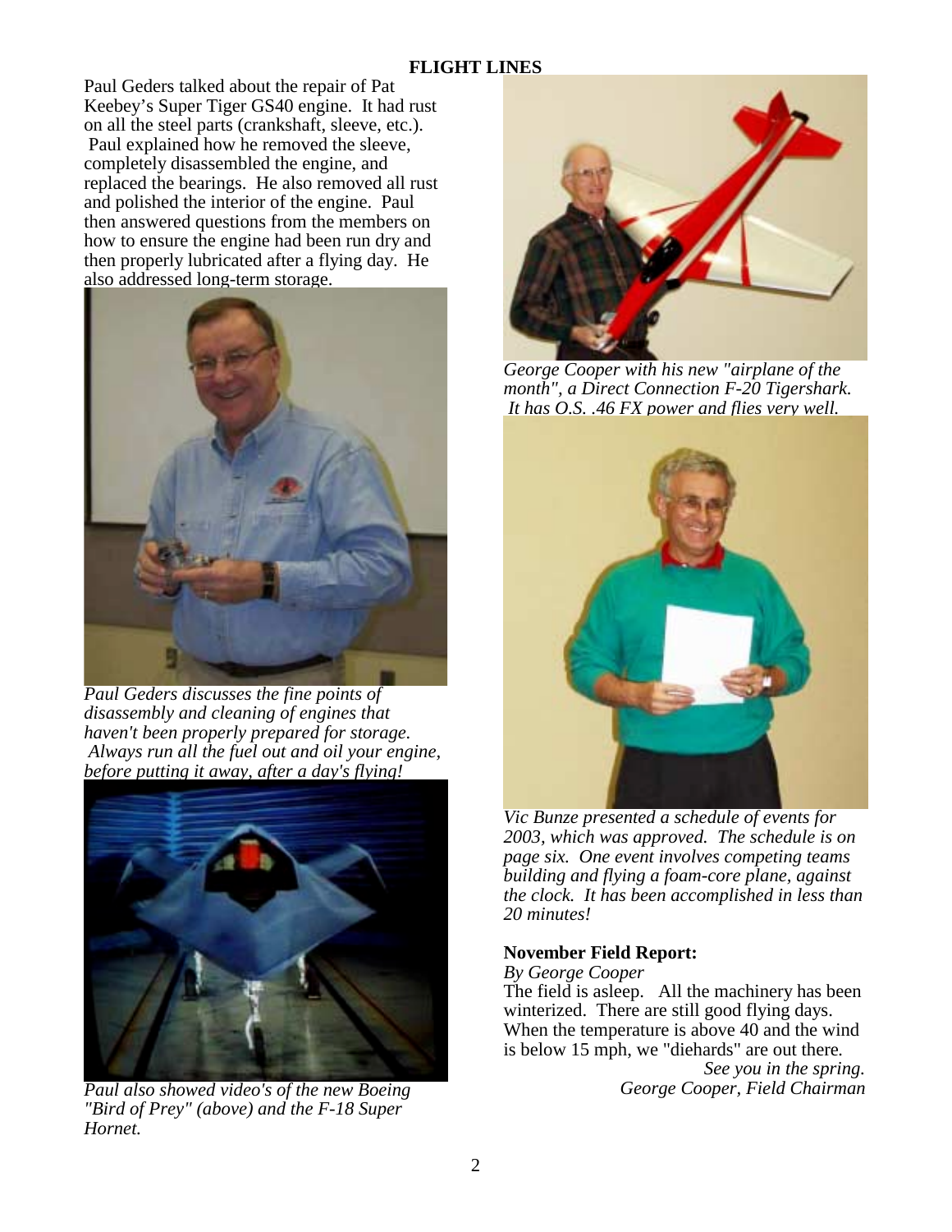**FLIGHT LINES**

Paul Geders talked about the repair of Pat Keebey's Super Tiger GS40 engine. It had rust on all the steel parts (crankshaft, sleeve, etc.). Paul explained how he removed the sleeve, completely disassembled the engine, and replaced the bearings. He also removed all rust and polished the interior of the engine. Paul then answered questions from the members on how to ensure the engine had been run dry and then properly lubricated after a flying day. He also addressed long-term storage.

*Paul Geders discusses the fine points of disassembly and cleaning of engines that haven't been properly prepared for storage. Always run all the fuel out and oil your engine, before putting it away, after a day's flying!*

*Paul also showed video's of the new Boeing "Bird of Prey" (above) and the F-18 Super Hornet.*

*George Cooper with his new "airplane of the month", a Direct Connection F-20 Tigershark. It has O.S. .46 FX power and flies very well.*

*Vic Bunze presented a schedule of events for 2003, which was approved. The schedule is on page six. One event involves competing teams building and flying a foam-core plane, against the clock. It has been accomplished in less than 20 minutes!*

**November Field Report:**

*By George Cooper*

The field is asleep. All the machinery has been winterized. There are still good flying days. When the temperature is above 40 and the wind is below 15 mph, we "diehards" are out there.

*See you in the spring.*

*George Cooper, Field Chairman*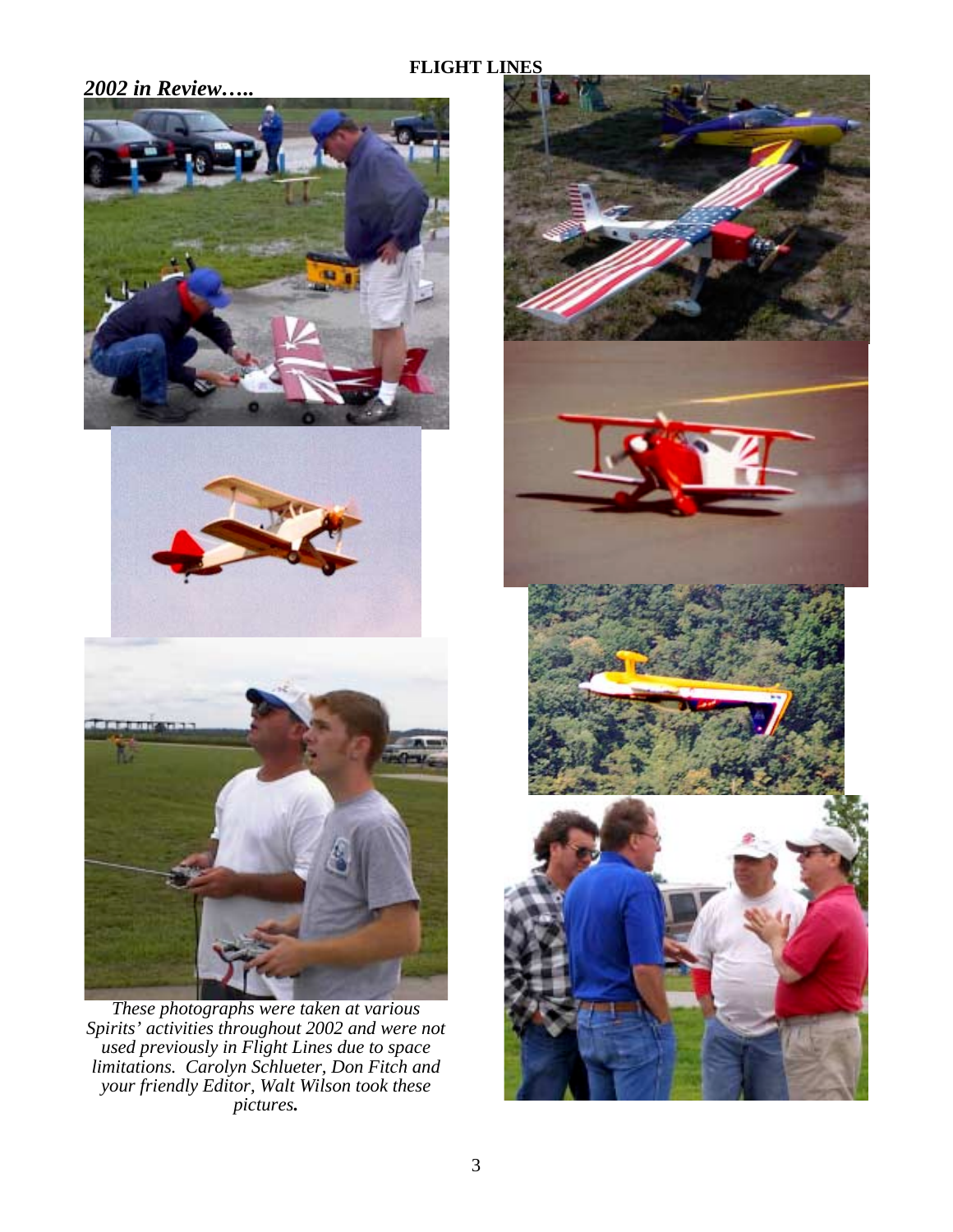## *2002 in Review…..*

*These photographs were taken at various Spirits' activities throughout 2002 and were not used previously in Flight Lines due to space limitations. Carolyn Schlueter, Don Fitch and your friendly Editor, Walt Wilson took these pictures.*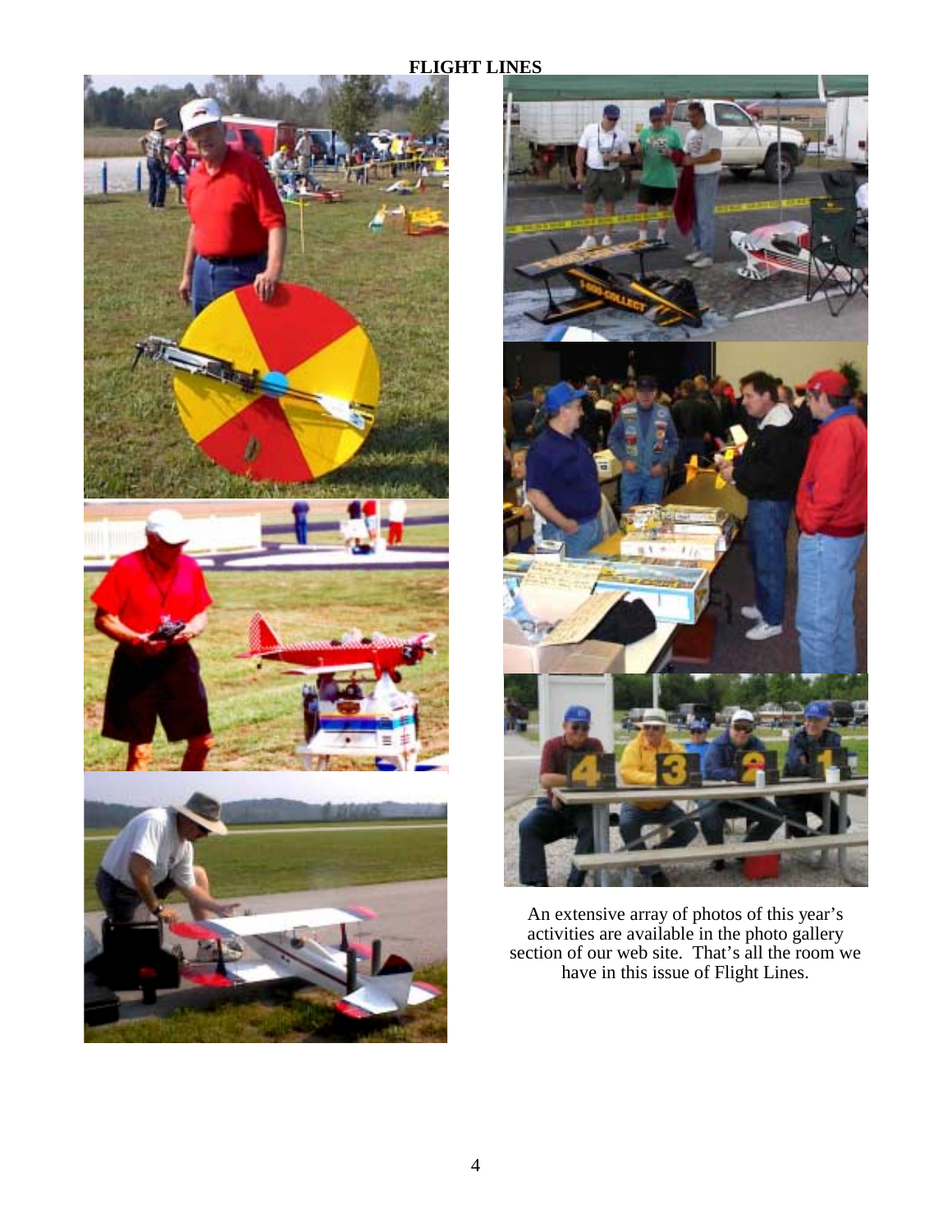An extensive array of photos of this year's activities are available in the photo gallery section of our web site. That's all the room we have in this issue of Flight Lines.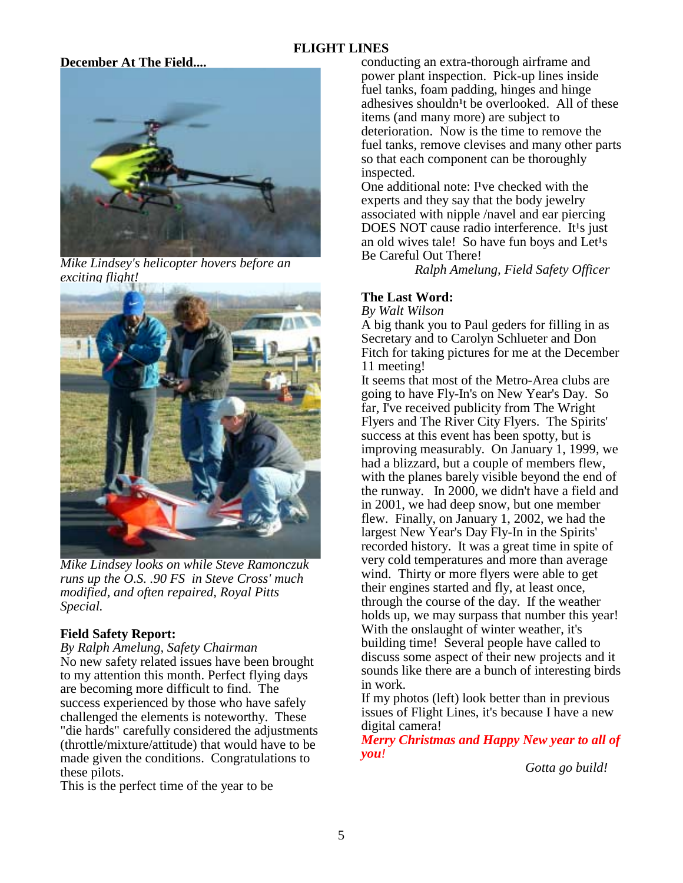## FLIGHT LINES

**December At The Field....**

*Mike Lindsey's helicopter hovers before an exciting flight!*

*Mike Lindsey looks on while Steve Ramonczuk runs up the O.S. .90 FS in Steve Cross' much modified, and often repaired, Royal Pitts Special.*

**Field Safety Report:**

*By Ralph Amelung, Safety Chairman*

No new safety related issues have been brought to my attention this month. Perfect flying days are becoming more difficult to find. The success experienced by those who have safely challenged the elements is noteworthy. These "die hards" carefully considered the adjustments (throttle/mixture/attitude) that would have to be made given the conditions. Congratulations to these pilots.

This is the perfect time of the year to be conducting an extra-thorough airframe and power plant inspection. Pick-up lines inside fuel tanks, foam padding, hinges and hinge adhesives shouldn¹t be overlooked. All of these items (and many more) are subject to deterioration. Now is the time to remove the fuel tanks, remove clevises and many other parts so that each component can be thoroughly inspected.

One additional note: I¹ve checked with the experts and they say that the body jewelry associated with nipple /navel and ear piercing DOES NOT cause radio interference. It¹s just an old wives tale! So have fun boys and Let¹s Be Careful Out There!

*Ralph Amelung, Field Safety Officer*

**The Last Word:**

*By Walt Wilson*

A big thank you to Paul geders for filling in as Secretary and to Carolyn Schlueter and Don Fitch for taking pictures for me at the December 11 meeting!

It seems that most of the Metro-Area clubs are going to have Fly-In's on New Year's Day. So far, I've received publicity from The Wright Flyers and The River City Flyers. The Spirits' success at this event has been spotty, but is improving measurably. On January 1, 1999, we had a blizzard, but a couple of members flew, with the planes barely visible beyond the end of the runway. In 2000, we didn't have a field and in 2001, we had deep snow, but one member flew. Finally, on January 1, 2002, we had the largest New Year's Day Fly-In in the Spirits' recorded history. It was a great time in spite of very cold temperatures and more than average wind. Thirty or more flyers were able to get their engines started and fly, at least once, through the course of the day. If the weather holds up, we may surpass that number this year!

With the onslaught of winter weather, it's building time! Several people have called to discuss some aspect of their new projects and it sounds like there are a bunch of interesting birds in work.

If my photos (left) look better than in previous issues of Flight Lines, it's because I have a new digital camera!

***Merry Christmas and Happy New year to all of you!***

*Gotta go build!*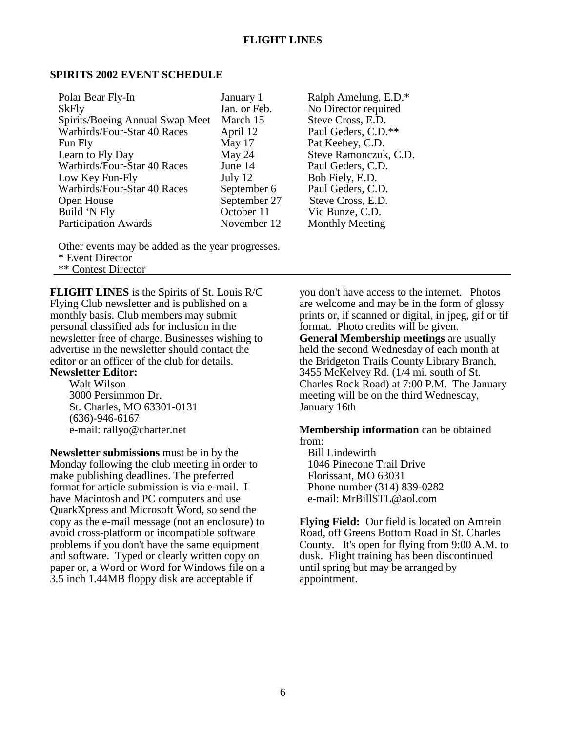## SPIRITS 2002 EVENT SCHEDULE

| | | |
|---|---|---|
| Polar Bear Fly-In | January 1 | Ralph Amelung, E.D.* |
| SkFly | Jan. or Feb. | No Director required |
| Spirits/Boeing Annual Swap Meet | March 15 | Steve Cross, E.D. |
| Warbirds/Four-Star 40 Races | April 12 | Paul Geders, C.D.** |
| Fun Fly | May 17 | Pat Keebey, C.D. |
| Learn to Fly Day | May 24 | Steve Ramonczuk, C.D. |
| Warbirds/Four-Star 40 Races | June 14 | Paul Geders, C.D. |
| Low Key Fun-Fly | July 12 | Bob Fiely, E.D. |
| Warbirds/Four-Star 40 Races | September 6 | Paul Geders, C.D. |
| Open House | September 27 | Steve Cross, E.D. |
| Build 'N Fly | October 11 | Vic Bunze, C.D. |
| Participation Awards | November 12 | Monthly Meeting |

Other events may be added as the year progresses.
* Event Director
** Contest Director

---

**FLIGHT LINES** is the Spirits of St. Louis R/C Flying Club newsletter and is published on a monthly basis. Club members may submit personal classified ads for inclusion in the newsletter free of charge. Businesses wishing to advertise in the newsletter should contact the editor or an officer of the club for details.

**Newsletter Editor:**
Walt Wilson
3000 Persimmon Dr.
St. Charles, MO 63301-0131
(636)-946-6167
e-mail: rallyo@charter.net

**Newsletter submissions** must be in by the Monday following the club meeting in order to make publishing deadlines. The preferred format for article submission is via e-mail. I have Macintosh and PC computers and use QuarkXpress and Microsoft Word, so send the copy as the e-mail message (not an enclosure) to avoid cross-platform or incompatible software problems if you don't have the same equipment and software. Typed or clearly written copy on paper or, a Word or Word for Windows file on a 3.5 inch 1.44MB floppy disk are acceptable if you don't have access to the internet. Photos are welcome and may be in the form of glossy prints or, if scanned or digital, in jpeg, gif or tif format. Photo credits will be given.

**General Membership meetings** are usually held the second Wednesday of each month at the Bridgeton Trails County Library Branch, 3455 McKelvey Rd. (1/4 mi. south of St. Charles Rock Road) at 7:00 P.M. The January meeting will be on the third Wednesday, January 16th

**Membership information** can be obtained from:
Bill Lindewirth
1046 Pinecone Trail Drive
Florissant, MO 63031
Phone number (314) 839-0282
e-mail: MrBillSTL@aol.com

**Flying Field:** Our field is located on Amrein Road, off Greens Bottom Road in St. Charles County. It's open for flying from 9:00 A.M. to dusk. Flight training has been discontinued until spring but may be arranged by appointment.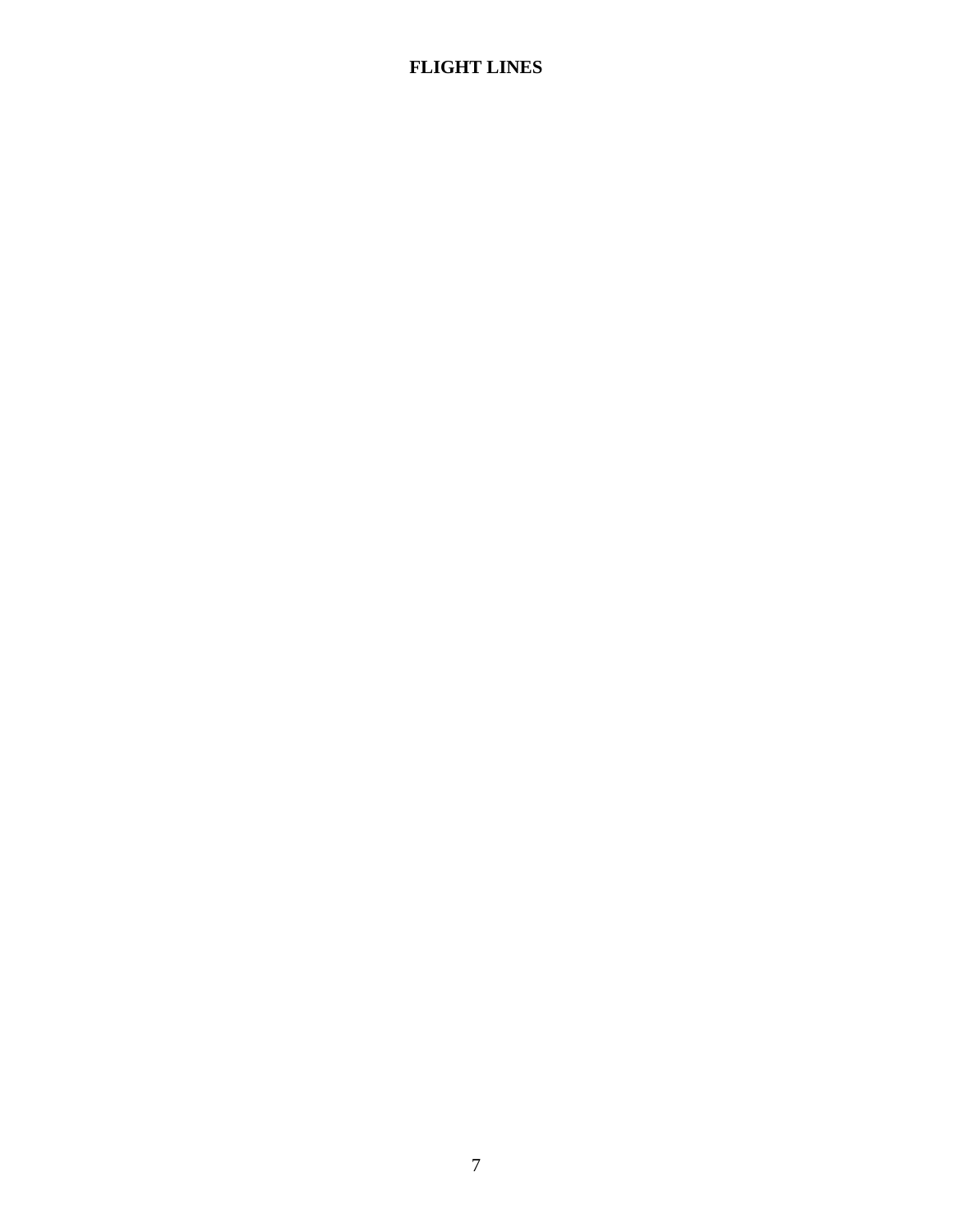**FLIGHT LINES**